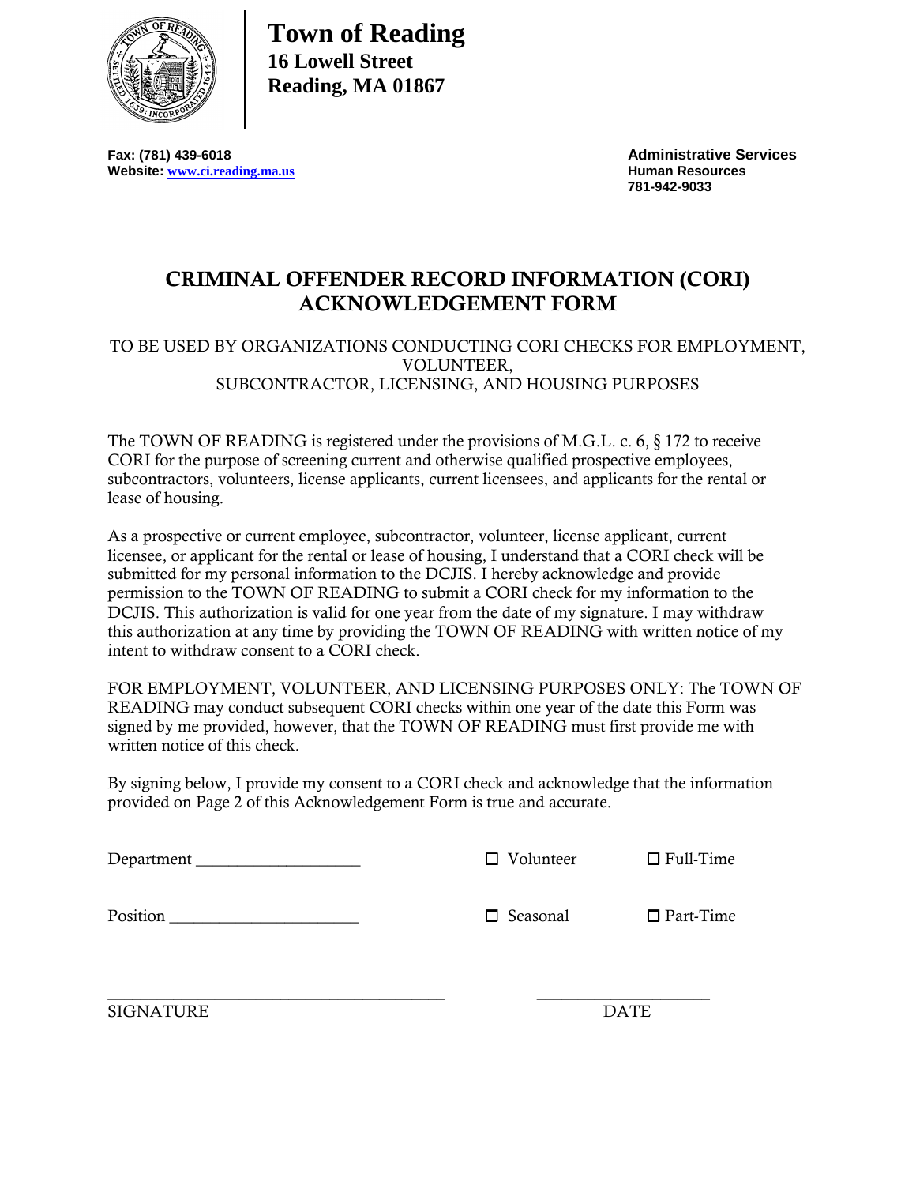# Town of Reading
**16 Lowell Street**
**Reading, MA 01867**

**Fax: (781) 439-6018**
**Website: www.ci.reading.ma.us**

**Administrative Services**
**Human Resources**
**781-942-9033**

---

## CRIMINAL OFFENDER RECORD INFORMATION (CORI) ACKNOWLEDGEMENT FORM

TO BE USED BY ORGANIZATIONS CONDUCTING CORI CHECKS FOR EMPLOYMENT, VOLUNTEER, SUBCONTRACTOR, LICENSING, AND HOUSING PURPOSES

The TOWN OF READING is registered under the provisions of M.G.L. c. 6, § 172 to receive CORI for the purpose of screening current and otherwise qualified prospective employees, subcontractors, volunteers, license applicants, current licensees, and applicants for the rental or lease of housing.

As a prospective or current employee, subcontractor, volunteer, license applicant, current licensee, or applicant for the rental or lease of housing, I understand that a CORI check will be submitted for my personal information to the DCJIS. I hereby acknowledge and provide permission to the TOWN OF READING to submit a CORI check for my information to the DCJIS. This authorization is valid for one year from the date of my signature. I may withdraw this authorization at any time by providing the TOWN OF READING with written notice of my intent to withdraw consent to a CORI check.

FOR EMPLOYMENT, VOLUNTEER, AND LICENSING PURPOSES ONLY: The TOWN OF READING may conduct subsequent CORI checks within one year of the date this Form was signed by me provided, however, that the TOWN OF READING must first provide me with written notice of this check.

By signing below, I provide my consent to a CORI check and acknowledge that the information provided on Page 2 of this Acknowledgement Form is true and accurate.

Department ___________________ ☐ Volunteer ☐ Full-Time

Position ______________________ ☐ Seasonal ☐ Part-Time

_______________________________________ ____________________

SIGNATURE DATE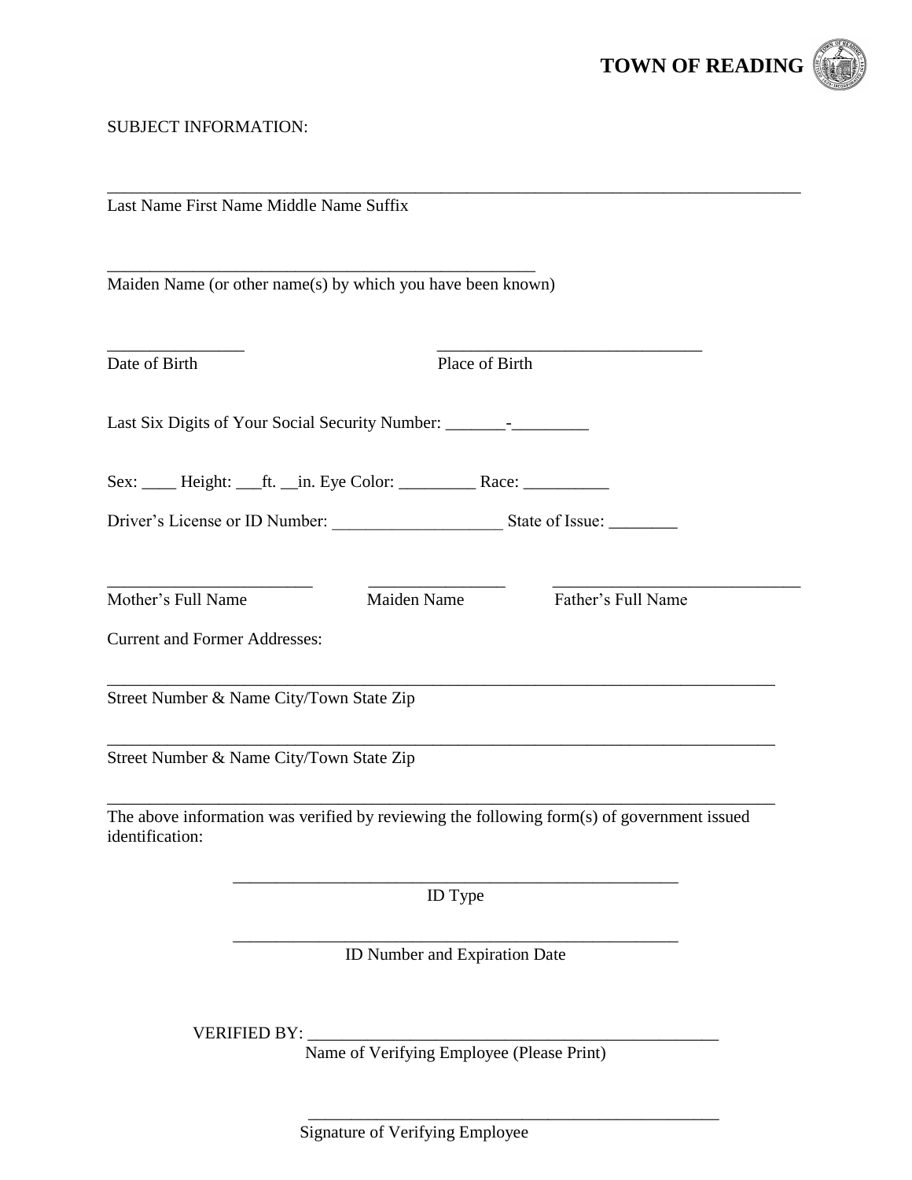**TOWN OF READING**

SUBJECT INFORMATION:

________________________________________________________________________________

Last Name First Name Middle Name Suffix

__________________________________________________

Maiden Name (or other name(s) by which you have been known)

________________ ________________________________

Date of Birth Place of Birth

Last Six Digits of Your Social Security Number: _______-_________

Sex: ____ Height: ___ft. __in. Eye Color: _________ Race: __________

Driver's License or ID Number: ____________________ State of Issue: ________

________________________ ________________ ______________________________

Mother's Full Name Maiden Name Father's Full Name

Current and Former Addresses:

______________________________________________________________________________

Street Number & Name City/Town State Zip

______________________________________________________________________________

Street Number & Name City/Town State Zip

______________________________________________________________________________

The above information was verified by reviewing the following form(s) of government issued identification:

____________________________________________________

ID Type

____________________________________________________

ID Number and Expiration Date

VERIFIED BY: ________________________________________________

Name of Verifying Employee (Please Print)

________________________________________________

Signature of Verifying Employee